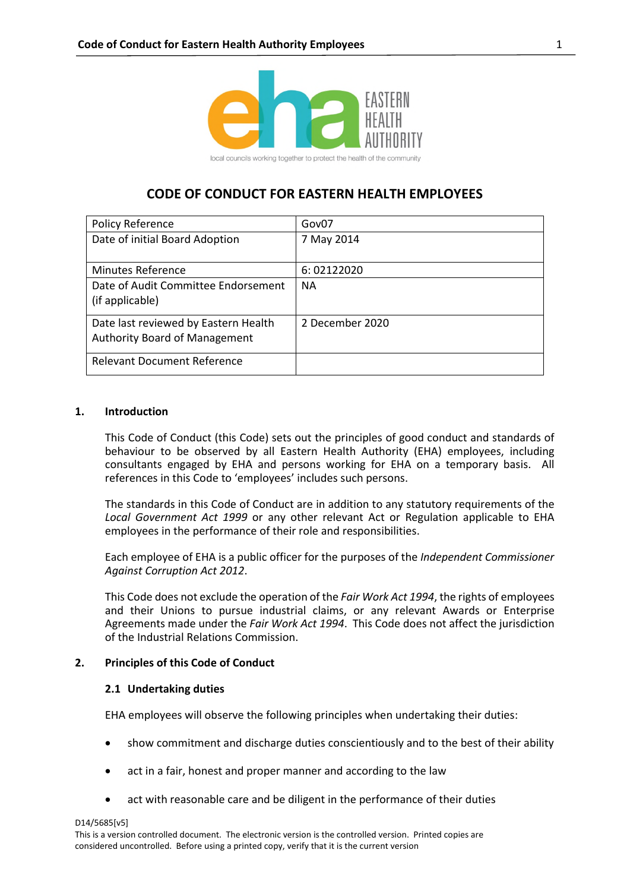# CODE OF CONDUCT FOR EASTERN HEALTH EMPLOYEES

| Policy Reference | Gov07 |
|---|---|
| Date of initial Board Adoption | 7 May 2014 |
| Minutes Reference | 6: 02122020 |
| Date of Audit Committee Endorsement (if applicable) | NA |
| Date last reviewed by Eastern Health Authority Board of Management | 2 December 2020 |
| Relevant Document Reference | |

## 1. Introduction

This Code of Conduct (this Code) sets out the principles of good conduct and standards of behaviour to be observed by all Eastern Health Authority (EHA) employees, including consultants engaged by EHA and persons working for EHA on a temporary basis. All references in this Code to 'employees' includes such persons.

The standards in this Code of Conduct are in addition to any statutory requirements of the *Local Government Act 1999* or any other relevant Act or Regulation applicable to EHA employees in the performance of their role and responsibilities.

Each employee of EHA is a public officer for the purposes of the *Independent Commissioner Against Corruption Act 2012*.

This Code does not exclude the operation of the *Fair Work Act 1994*, the rights of employees and their Unions to pursue industrial claims, or any relevant Awards or Enterprise Agreements made under the *Fair Work Act 1994*. This Code does not affect the jurisdiction of the Industrial Relations Commission.

## 2. Principles of this Code of Conduct

### 2.1 Undertaking duties

EHA employees will observe the following principles when undertaking their duties:

- show commitment and discharge duties conscientiously and to the best of their ability
- act in a fair, honest and proper manner and according to the law
- act with reasonable care and be diligent in the performance of their duties

D14/5685[v5]
This is a version controlled document. The electronic version is the controlled version. Printed copies are considered uncontrolled. Before using a printed copy, verify that it is the current version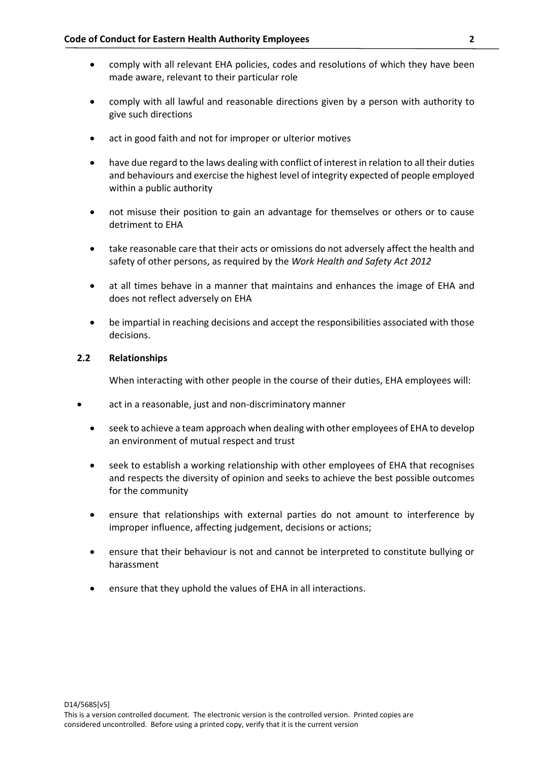- comply with all relevant EHA policies, codes and resolutions of which they have been made aware, relevant to their particular role
- comply with all lawful and reasonable directions given by a person with authority to give such directions
- act in good faith and not for improper or ulterior motives
- have due regard to the laws dealing with conflict of interest in relation to all their duties and behaviours and exercise the highest level of integrity expected of people employed within a public authority
- not misuse their position to gain an advantage for themselves or others or to cause detriment to EHA
- take reasonable care that their acts or omissions do not adversely affect the health and safety of other persons, as required by the *Work Health and Safety Act 2012*
- at all times behave in a manner that maintains and enhances the image of EHA and does not reflect adversely on EHA
- be impartial in reaching decisions and accept the responsibilities associated with those decisions.

### 2.2 Relationships

When interacting with other people in the course of their duties, EHA employees will:

- act in a reasonable, just and non-discriminatory manner
- seek to achieve a team approach when dealing with other employees of EHA to develop an environment of mutual respect and trust
- seek to establish a working relationship with other employees of EHA that recognises and respects the diversity of opinion and seeks to achieve the best possible outcomes for the community
- ensure that relationships with external parties do not amount to interference by improper influence, affecting judgement, decisions or actions;
- ensure that their behaviour is not and cannot be interpreted to constitute bullying or harassment
- ensure that they uphold the values of EHA in all interactions.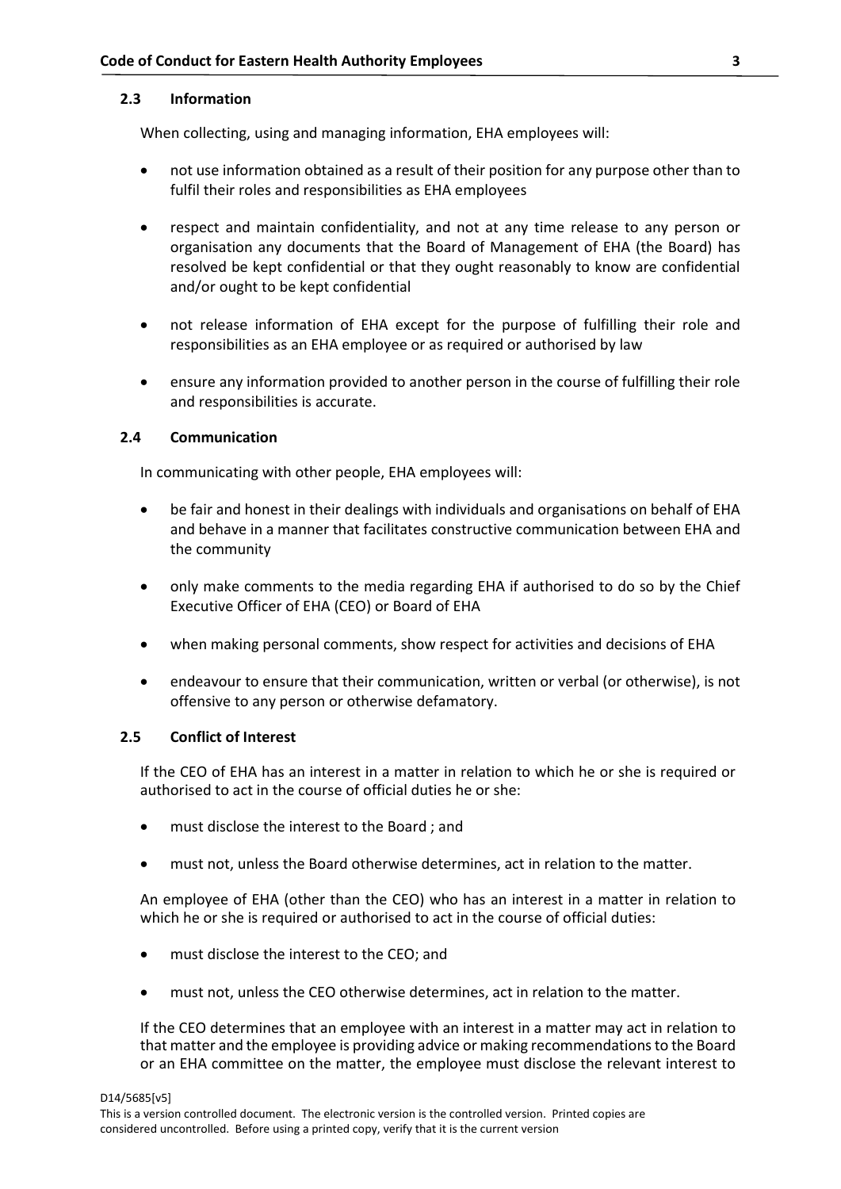### 2.3 Information

When collecting, using and managing information, EHA employees will:

- not use information obtained as a result of their position for any purpose other than to fulfil their roles and responsibilities as EHA employees
- respect and maintain confidentiality, and not at any time release to any person or organisation any documents that the Board of Management of EHA (the Board) has resolved be kept confidential or that they ought reasonably to know are confidential and/or ought to be kept confidential
- not release information of EHA except for the purpose of fulfilling their role and responsibilities as an EHA employee or as required or authorised by law
- ensure any information provided to another person in the course of fulfilling their role and responsibilities is accurate.

### 2.4 Communication

In communicating with other people, EHA employees will:

- be fair and honest in their dealings with individuals and organisations on behalf of EHA and behave in a manner that facilitates constructive communication between EHA and the community
- only make comments to the media regarding EHA if authorised to do so by the Chief Executive Officer of EHA (CEO) or Board of EHA
- when making personal comments, show respect for activities and decisions of EHA
- endeavour to ensure that their communication, written or verbal (or otherwise), is not offensive to any person or otherwise defamatory.

### 2.5 Conflict of Interest

If the CEO of EHA has an interest in a matter in relation to which he or she is required or authorised to act in the course of official duties he or she:

- must disclose the interest to the Board ; and
- must not, unless the Board otherwise determines, act in relation to the matter.

An employee of EHA (other than the CEO) who has an interest in a matter in relation to which he or she is required or authorised to act in the course of official duties:

- must disclose the interest to the CEO; and
- must not, unless the CEO otherwise determines, act in relation to the matter.

If the CEO determines that an employee with an interest in a matter may act in relation to that matter and the employee is providing advice or making recommendations to the Board or an EHA committee on the matter, the employee must disclose the relevant interest to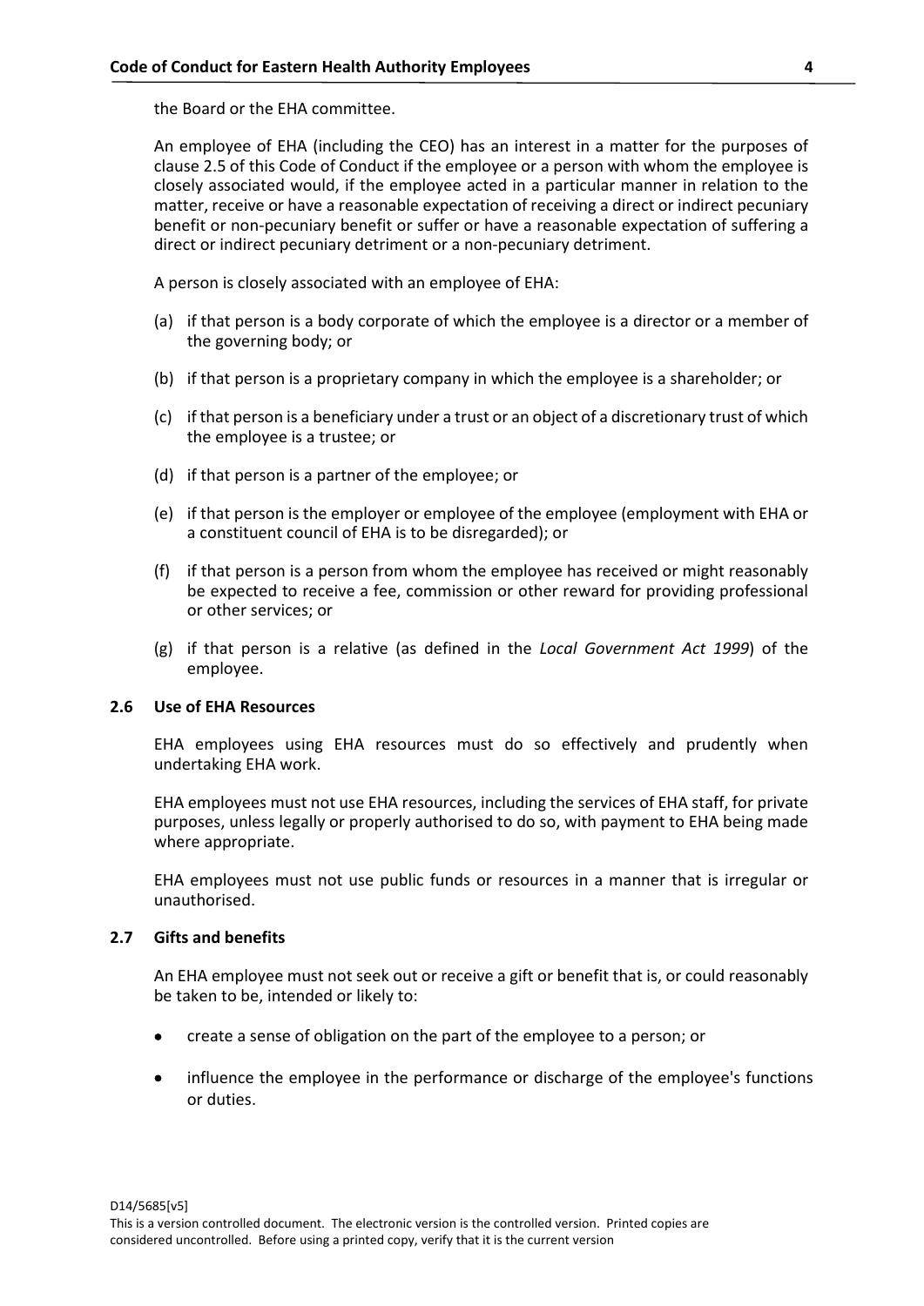the Board or the EHA committee.

An employee of EHA (including the CEO) has an interest in a matter for the purposes of clause 2.5 of this Code of Conduct if the employee or a person with whom the employee is closely associated would, if the employee acted in a particular manner in relation to the matter, receive or have a reasonable expectation of receiving a direct or indirect pecuniary benefit or non-pecuniary benefit or suffer or have a reasonable expectation of suffering a direct or indirect pecuniary detriment or a non-pecuniary detriment.

A person is closely associated with an employee of EHA:

(a) if that person is a body corporate of which the employee is a director or a member of the governing body; or

(b) if that person is a proprietary company in which the employee is a shareholder; or

(c) if that person is a beneficiary under a trust or an object of a discretionary trust of which the employee is a trustee; or

(d) if that person is a partner of the employee; or

(e) if that person is the employer or employee of the employee (employment with EHA or a constituent council of EHA is to be disregarded); or

(f) if that person is a person from whom the employee has received or might reasonably be expected to receive a fee, commission or other reward for providing professional or other services; or

(g) if that person is a relative (as defined in the *Local Government Act 1999*) of the employee.

### 2.6 Use of EHA Resources

EHA employees using EHA resources must do so effectively and prudently when undertaking EHA work.

EHA employees must not use EHA resources, including the services of EHA staff, for private purposes, unless legally or properly authorised to do so, with payment to EHA being made where appropriate.

EHA employees must not use public funds or resources in a manner that is irregular or unauthorised.

### 2.7 Gifts and benefits

An EHA employee must not seek out or receive a gift or benefit that is, or could reasonably be taken to be, intended or likely to:

- create a sense of obligation on the part of the employee to a person; or
- influence the employee in the performance or discharge of the employee's functions or duties.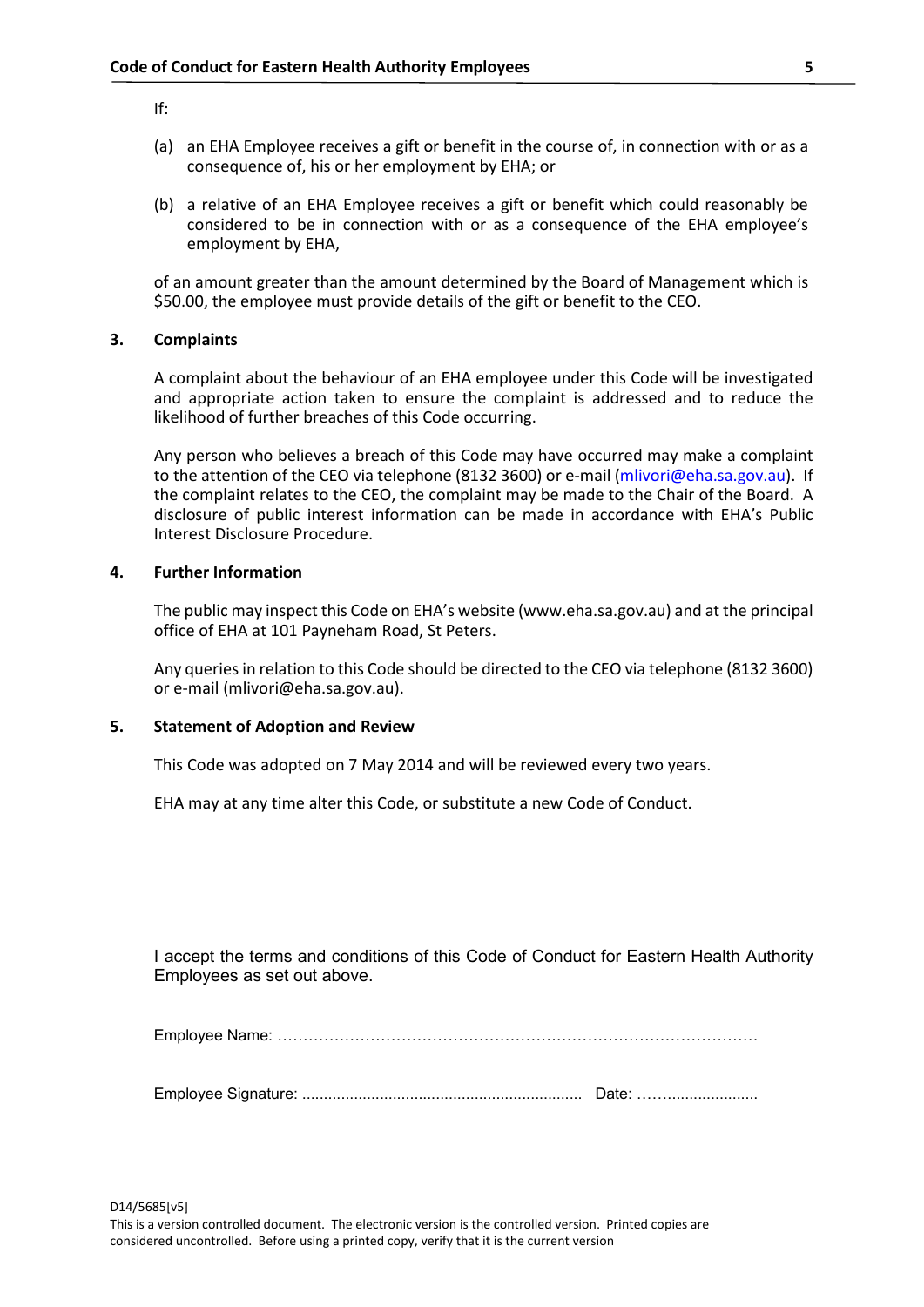If:

(a) an EHA Employee receives a gift or benefit in the course of, in connection with or as a consequence of, his or her employment by EHA; or

(b) a relative of an EHA Employee receives a gift or benefit which could reasonably be considered to be in connection with or as a consequence of the EHA employee's employment by EHA,

of an amount greater than the amount determined by the Board of Management which is $50.00, the employee must provide details of the gift or benefit to the CEO.

## 3. Complaints

A complaint about the behaviour of an EHA employee under this Code will be investigated and appropriate action taken to ensure the complaint is addressed and to reduce the likelihood of further breaches of this Code occurring.

Any person who believes a breach of this Code may have occurred may make a complaint to the attention of the CEO via telephone (8132 3600) or e-mail (mlivori@eha.sa.gov.au). If the complaint relates to the CEO, the complaint may be made to the Chair of the Board. A disclosure of public interest information can be made in accordance with EHA's Public Interest Disclosure Procedure.

## 4. Further Information

The public may inspect this Code on EHA's website (www.eha.sa.gov.au) and at the principal office of EHA at 101 Payneham Road, St Peters.

Any queries in relation to this Code should be directed to the CEO via telephone (8132 3600) or e-mail (mlivori@eha.sa.gov.au).

## 5. Statement of Adoption and Review

This Code was adopted on 7 May 2014 and will be reviewed every two years.

EHA may at any time alter this Code, or substitute a new Code of Conduct.

I accept the terms and conditions of this Code of Conduct for Eastern Health Authority Employees as set out above.

Employee Name: ………………………………………………………………………………

Employee Signature: ................................................................ Date: ……....................

D14/5685[v5]

This is a version controlled document. The electronic version is the controlled version. Printed copies are considered uncontrolled. Before using a printed copy, verify that it is the current version